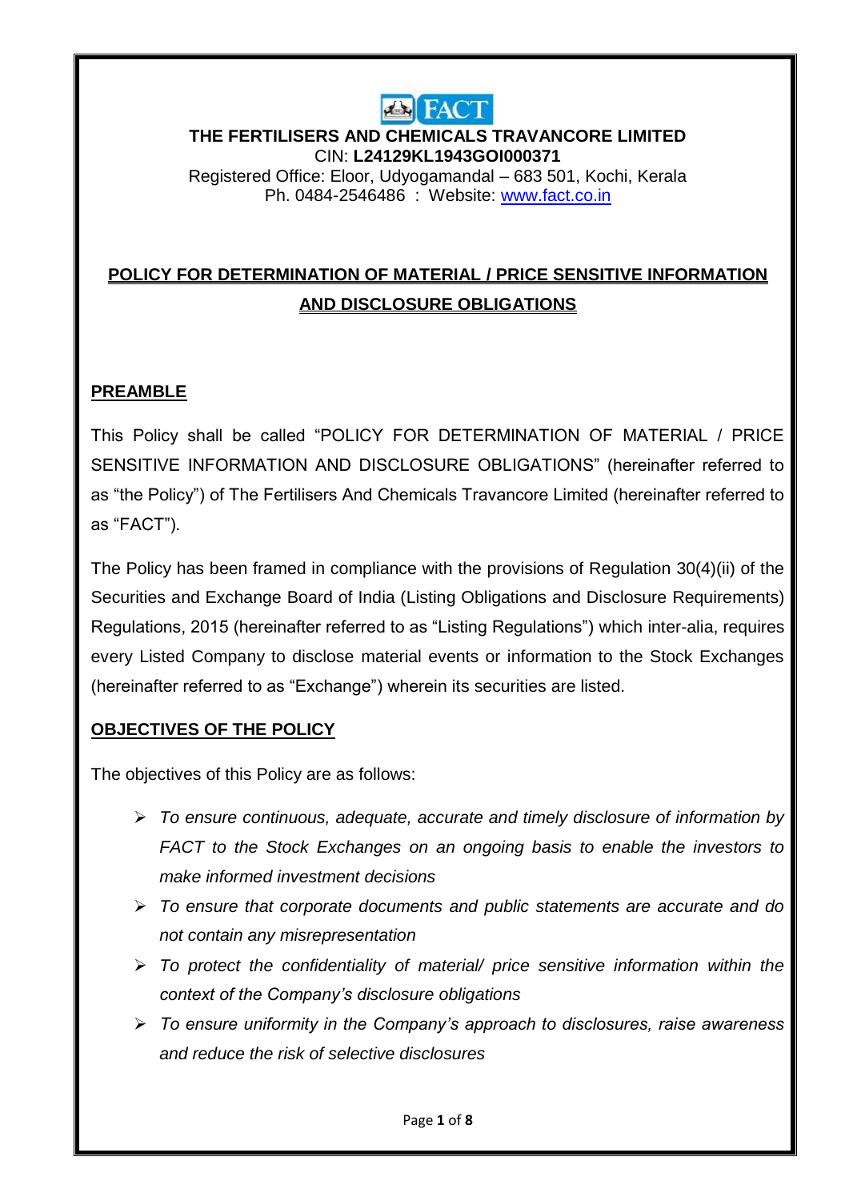**THE FERTILISERS AND CHEMICALS TRAVANCORE LIMITED**
CIN: **L24129KL1943GOI000371**
Registered Office: Eloor, Udyogamandal – 683 501, Kochi, Kerala
Ph. 0484-2546486 : Website: www.fact.co.in

# POLICY FOR DETERMINATION OF MATERIAL / PRICE SENSITIVE INFORMATION AND DISCLOSURE OBLIGATIONS

## PREAMBLE

This Policy shall be called "POLICY FOR DETERMINATION OF MATERIAL / PRICE SENSITIVE INFORMATION AND DISCLOSURE OBLIGATIONS" (hereinafter referred to as "the Policy") of The Fertilisers And Chemicals Travancore Limited (hereinafter referred to as "FACT").

The Policy has been framed in compliance with the provisions of Regulation 30(4)(ii) of the Securities and Exchange Board of India (Listing Obligations and Disclosure Requirements) Regulations, 2015 (hereinafter referred to as "Listing Regulations") which inter-alia, requires every Listed Company to disclose material events or information to the Stock Exchanges (hereinafter referred to as "Exchange") wherein its securities are listed.

## OBJECTIVES OF THE POLICY

The objectives of this Policy are as follows:

- *To ensure continuous, adequate, accurate and timely disclosure of information by FACT to the Stock Exchanges on an ongoing basis to enable the investors to make informed investment decisions*
- *To ensure that corporate documents and public statements are accurate and do not contain any misrepresentation*
- *To protect the confidentiality of material/ price sensitive information within the context of the Company's disclosure obligations*
- *To ensure uniformity in the Company's approach to disclosures, raise awareness and reduce the risk of selective disclosures*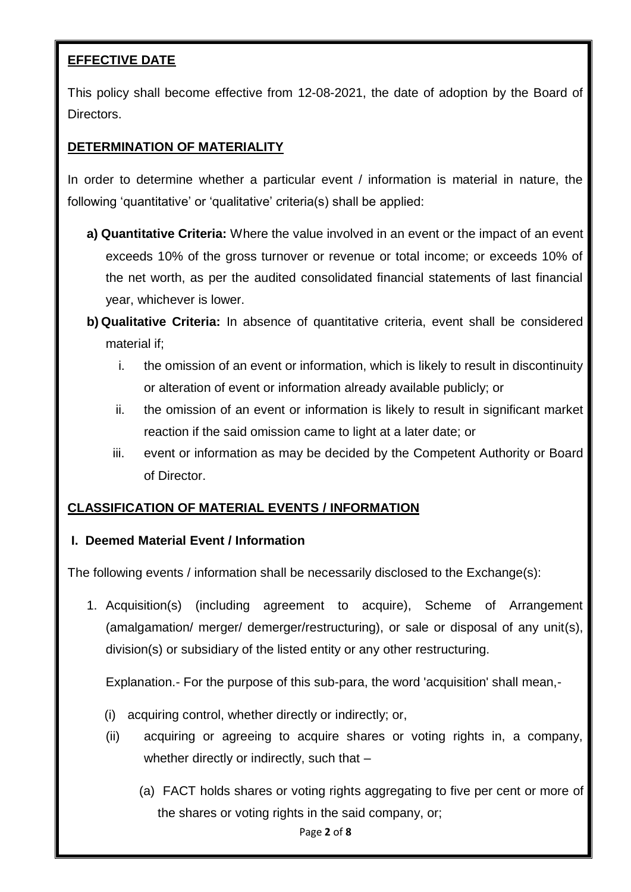## EFFECTIVE DATE

This policy shall become effective from 12-08-2021, the date of adoption by the Board of Directors.

## DETERMINATION OF MATERIALITY

In order to determine whether a particular event / information is material in nature, the following 'quantitative' or 'qualitative' criteria(s) shall be applied:

a) **Quantitative Criteria:** Where the value involved in an event or the impact of an event exceeds 10% of the gross turnover or revenue or total income; or exceeds 10% of the net worth, as per the audited consolidated financial statements of last financial year, whichever is lower.

b) **Qualitative Criteria:** In absence of quantitative criteria, event shall be considered material if;

   i. the omission of an event or information, which is likely to result in discontinuity or alteration of event or information already available publicly; or

   ii. the omission of an event or information is likely to result in significant market reaction if the said omission came to light at a later date; or

   iii. event or information as may be decided by the Competent Authority or Board of Director.

## CLASSIFICATION OF MATERIAL EVENTS / INFORMATION

### I. Deemed Material Event / Information

The following events / information shall be necessarily disclosed to the Exchange(s):

1. Acquisition(s) (including agreement to acquire), Scheme of Arrangement (amalgamation/ merger/ demerger/restructuring), or sale or disposal of any unit(s), division(s) or subsidiary of the listed entity or any other restructuring.

   Explanation.- For the purpose of this sub-para, the word 'acquisition' shall mean,-

   (i) acquiring control, whether directly or indirectly; or,

   (ii) acquiring or agreeing to acquire shares or voting rights in, a company, whether directly or indirectly, such that –

      (a) FACT holds shares or voting rights aggregating to five per cent or more of the shares or voting rights in the said company, or;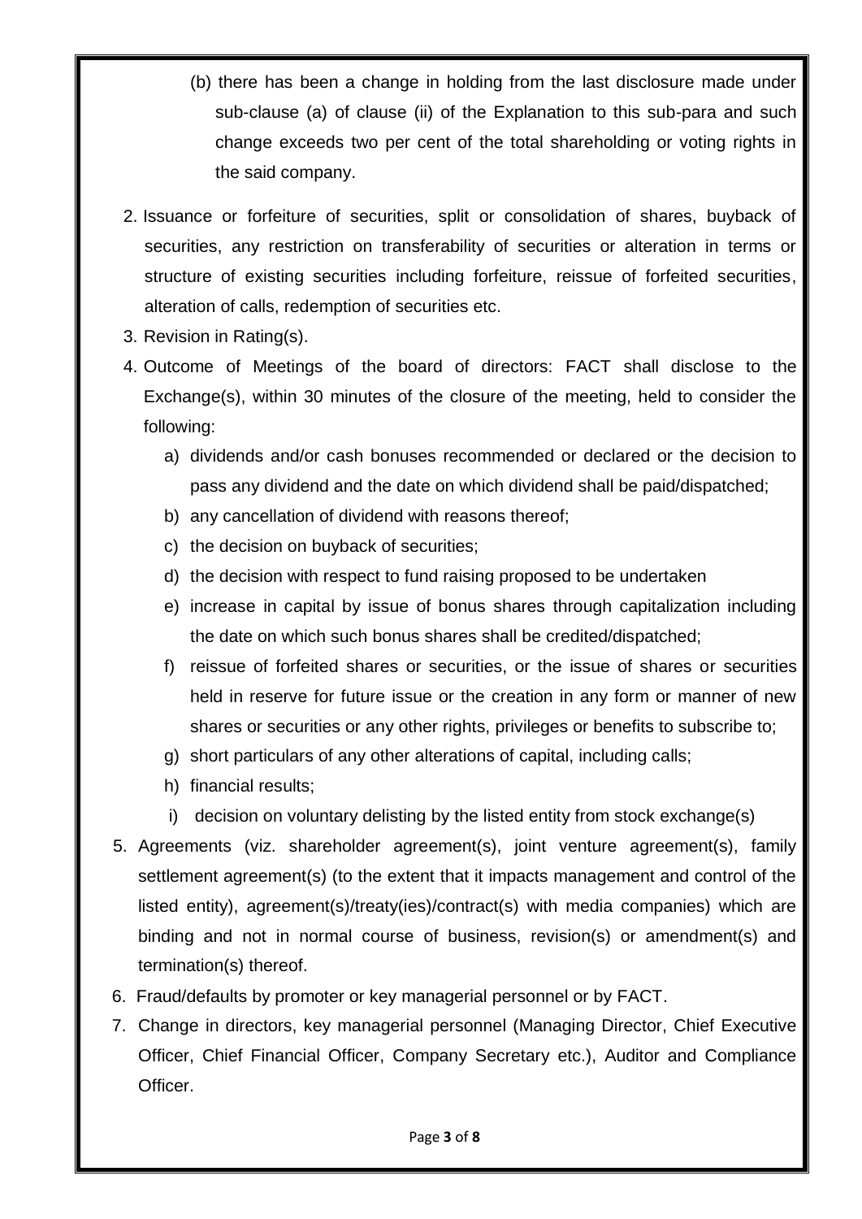(b) there has been a change in holding from the last disclosure made under sub-clause (a) of clause (ii) of the Explanation to this sub-para and such change exceeds two per cent of the total shareholding or voting rights in the said company.

2. Issuance or forfeiture of securities, split or consolidation of shares, buyback of securities, any restriction on transferability of securities or alteration in terms or structure of existing securities including forfeiture, reissue of forfeited securities, alteration of calls, redemption of securities etc.
3. Revision in Rating(s).
4. Outcome of Meetings of the board of directors: FACT shall disclose to the Exchange(s), within 30 minutes of the closure of the meeting, held to consider the following:
   a) dividends and/or cash bonuses recommended or declared or the decision to pass any dividend and the date on which dividend shall be paid/dispatched;
   b) any cancellation of dividend with reasons thereof;
   c) the decision on buyback of securities;
   d) the decision with respect to fund raising proposed to be undertaken
   e) increase in capital by issue of bonus shares through capitalization including the date on which such bonus shares shall be credited/dispatched;
   f) reissue of forfeited shares or securities, or the issue of shares or securities held in reserve for future issue or the creation in any form or manner of new shares or securities or any other rights, privileges or benefits to subscribe to;
   g) short particulars of any other alterations of capital, including calls;
   h) financial results;
   i) decision on voluntary delisting by the listed entity from stock exchange(s)
5. Agreements (viz. shareholder agreement(s), joint venture agreement(s), family settlement agreement(s) (to the extent that it impacts management and control of the listed entity), agreement(s)/treaty(ies)/contract(s) with media companies) which are binding and not in normal course of business, revision(s) or amendment(s) and termination(s) thereof.
6. Fraud/defaults by promoter or key managerial personnel or by FACT.
7. Change in directors, key managerial personnel (Managing Director, Chief Executive Officer, Chief Financial Officer, Company Secretary etc.), Auditor and Compliance Officer.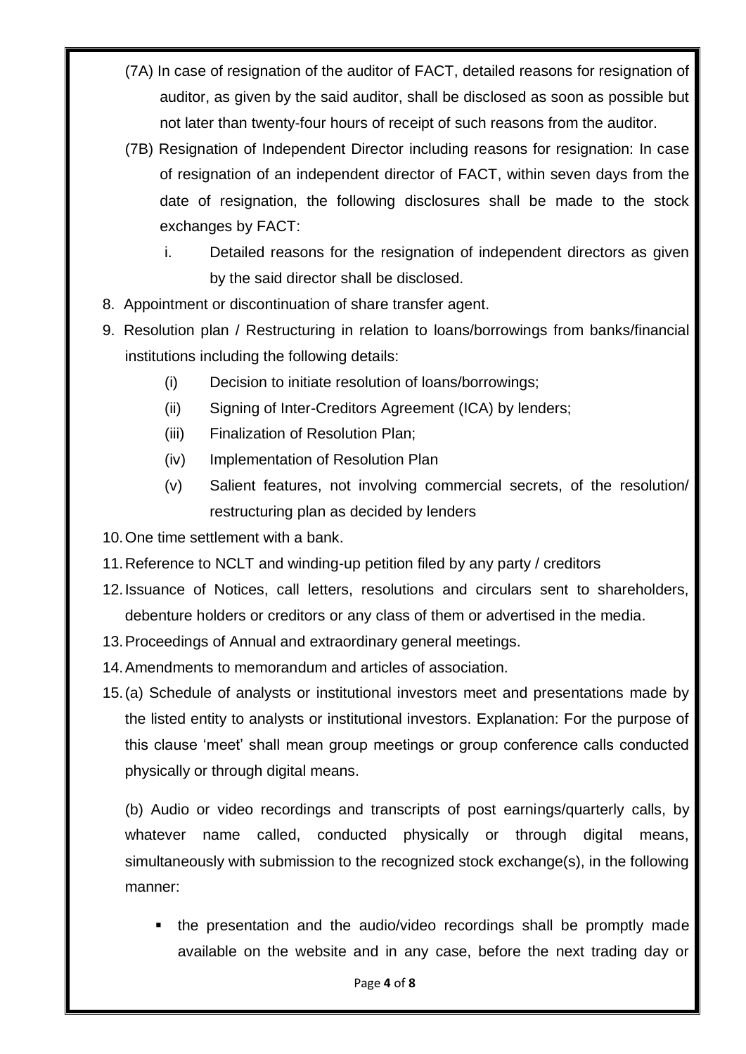(7A) In case of resignation of the auditor of FACT, detailed reasons for resignation of auditor, as given by the said auditor, shall be disclosed as soon as possible but not later than twenty-four hours of receipt of such reasons from the auditor.

(7B) Resignation of Independent Director including reasons for resignation: In case of resignation of an independent director of FACT, within seven days from the date of resignation, the following disclosures shall be made to the stock exchanges by FACT:

i. Detailed reasons for the resignation of independent directors as given by the said director shall be disclosed.

8. Appointment or discontinuation of share transfer agent.
9. Resolution plan / Restructuring in relation to loans/borrowings from banks/financial institutions including the following details:
   (i) Decision to initiate resolution of loans/borrowings;
   (ii) Signing of Inter-Creditors Agreement (ICA) by lenders;
   (iii) Finalization of Resolution Plan;
   (iv) Implementation of Resolution Plan
   (v) Salient features, not involving commercial secrets, of the resolution/ restructuring plan as decided by lenders
10. One time settlement with a bank.
11. Reference to NCLT and winding-up petition filed by any party / creditors
12. Issuance of Notices, call letters, resolutions and circulars sent to shareholders, debenture holders or creditors or any class of them or advertised in the media.
13. Proceedings of Annual and extraordinary general meetings.
14. Amendments to memorandum and articles of association.
15. (a) Schedule of analysts or institutional investors meet and presentations made by the listed entity to analysts or institutional investors. Explanation: For the purpose of this clause 'meet' shall mean group meetings or group conference calls conducted physically or through digital means.

    (b) Audio or video recordings and transcripts of post earnings/quarterly calls, by whatever name called, conducted physically or through digital means, simultaneously with submission to the recognized stock exchange(s), in the following manner:

    - the presentation and the audio/video recordings shall be promptly made available on the website and in any case, before the next trading day or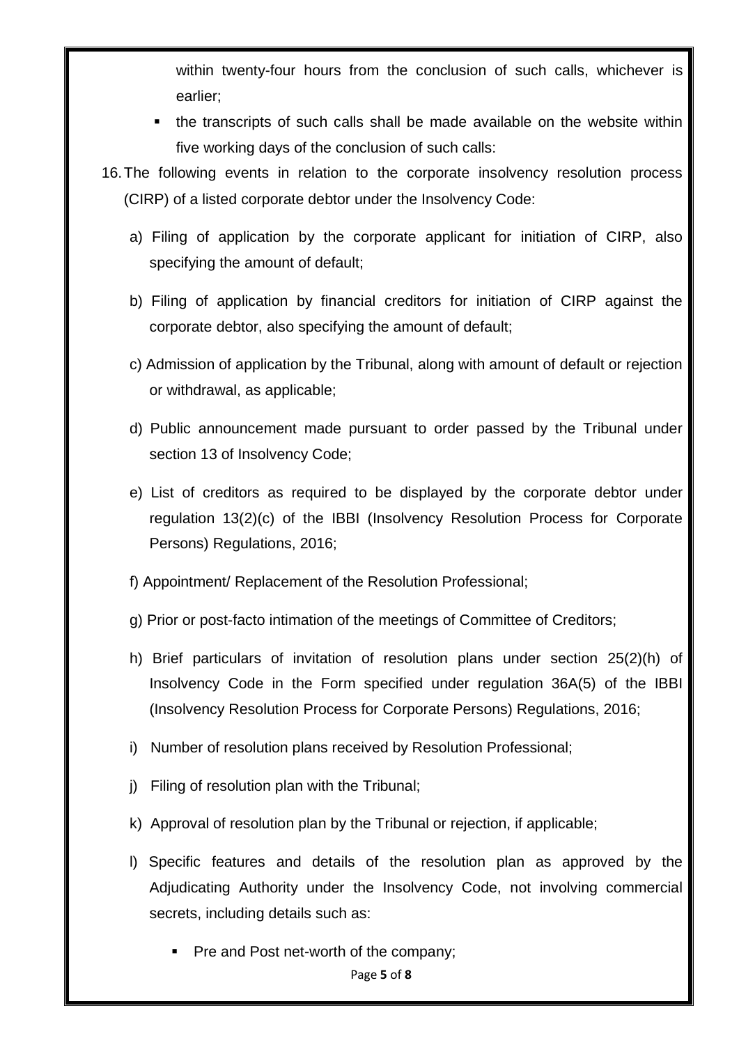within twenty-four hours from the conclusion of such calls, whichever is earlier;

- the transcripts of such calls shall be made available on the website within five working days of the conclusion of such calls:

16. The following events in relation to the corporate insolvency resolution process (CIRP) of a listed corporate debtor under the Insolvency Code:

   a) Filing of application by the corporate applicant for initiation of CIRP, also specifying the amount of default;

   b) Filing of application by financial creditors for initiation of CIRP against the corporate debtor, also specifying the amount of default;

   c) Admission of application by the Tribunal, along with amount of default or rejection or withdrawal, as applicable;

   d) Public announcement made pursuant to order passed by the Tribunal under section 13 of Insolvency Code;

   e) List of creditors as required to be displayed by the corporate debtor under regulation 13(2)(c) of the IBBI (Insolvency Resolution Process for Corporate Persons) Regulations, 2016;

   f) Appointment/ Replacement of the Resolution Professional;

   g) Prior or post-facto intimation of the meetings of Committee of Creditors;

   h) Brief particulars of invitation of resolution plans under section 25(2)(h) of Insolvency Code in the Form specified under regulation 36A(5) of the IBBI (Insolvency Resolution Process for Corporate Persons) Regulations, 2016;

   i) Number of resolution plans received by Resolution Professional;

   j) Filing of resolution plan with the Tribunal;

   k) Approval of resolution plan by the Tribunal or rejection, if applicable;

   l) Specific features and details of the resolution plan as approved by the Adjudicating Authority under the Insolvency Code, not involving commercial secrets, including details such as:

      - Pre and Post net-worth of the company;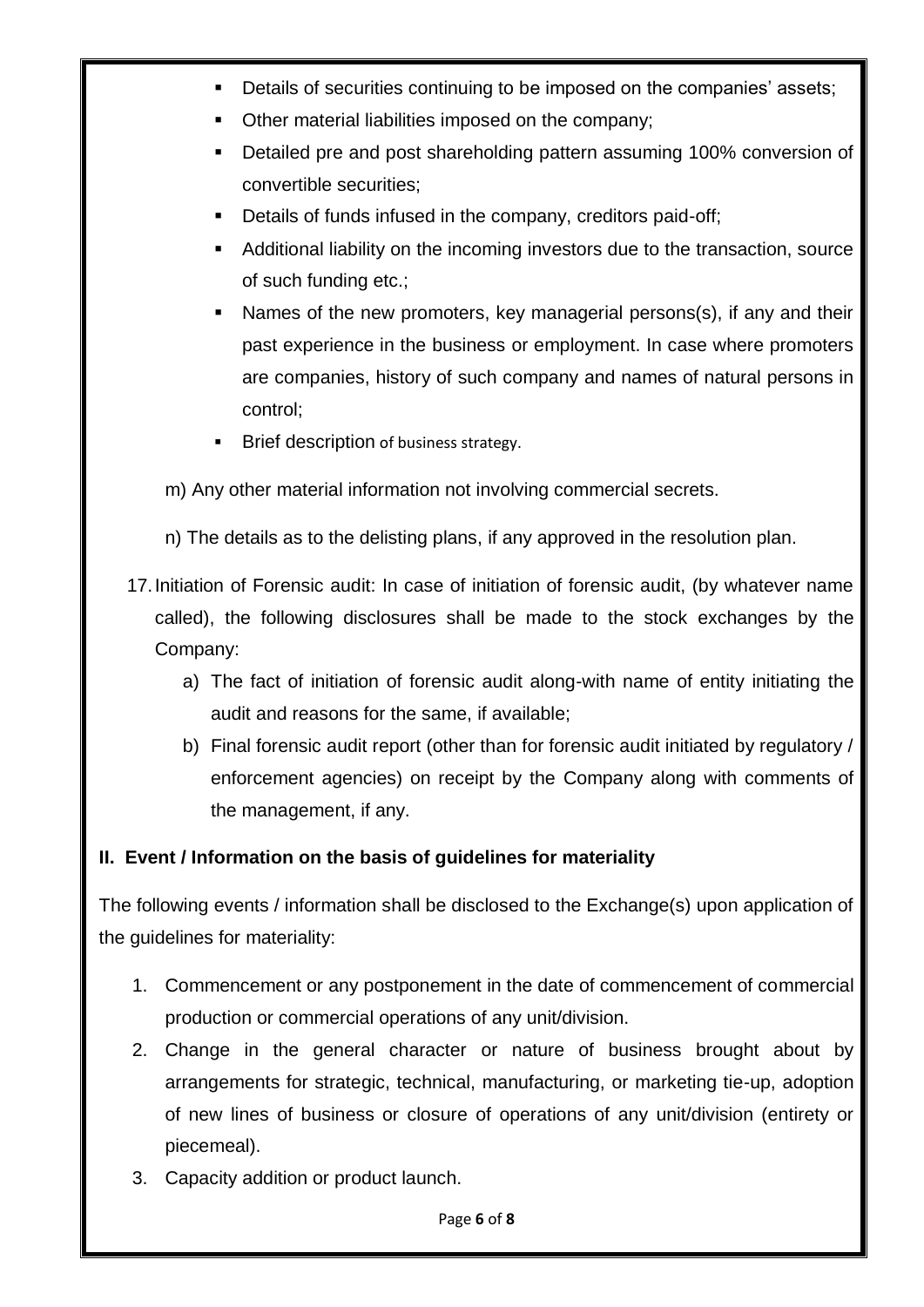- Details of securities continuing to be imposed on the companies' assets;
- Other material liabilities imposed on the company;
- Detailed pre and post shareholding pattern assuming 100% conversion of convertible securities;
- Details of funds infused in the company, creditors paid-off;
- Additional liability on the incoming investors due to the transaction, source of such funding etc.;
- Names of the new promoters, key managerial persons(s), if any and their past experience in the business or employment. In case where promoters are companies, history of such company and names of natural persons in control;
- Brief description of business strategy.

m) Any other material information not involving commercial secrets.

n) The details as to the delisting plans, if any approved in the resolution plan.

17. Initiation of Forensic audit: In case of initiation of forensic audit, (by whatever name called), the following disclosures shall be made to the stock exchanges by the Company:

    a) The fact of initiation of forensic audit along-with name of entity initiating the audit and reasons for the same, if available;

    b) Final forensic audit report (other than for forensic audit initiated by regulatory / enforcement agencies) on receipt by the Company along with comments of the management, if any.

**II. Event / Information on the basis of guidelines for materiality**

The following events / information shall be disclosed to the Exchange(s) upon application of the guidelines for materiality:

1. Commencement or any postponement in the date of commencement of commercial production or commercial operations of any unit/division.
2. Change in the general character or nature of business brought about by arrangements for strategic, technical, manufacturing, or marketing tie-up, adoption of new lines of business or closure of operations of any unit/division (entirety or piecemeal).
3. Capacity addition or product launch.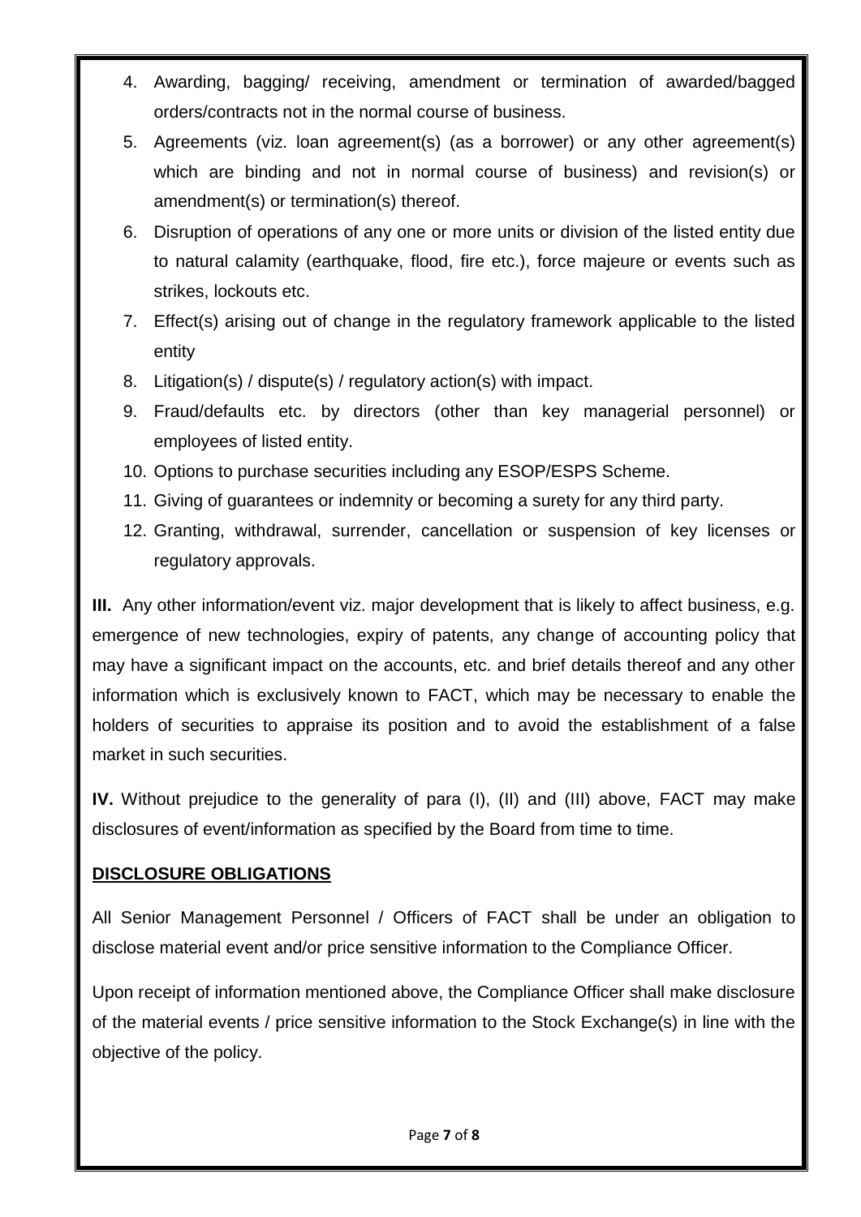4. Awarding, bagging/ receiving, amendment or termination of awarded/bagged orders/contracts not in the normal course of business.
5. Agreements (viz. loan agreement(s) (as a borrower) or any other agreement(s) which are binding and not in normal course of business) and revision(s) or amendment(s) or termination(s) thereof.
6. Disruption of operations of any one or more units or division of the listed entity due to natural calamity (earthquake, flood, fire etc.), force majeure or events such as strikes, lockouts etc.
7. Effect(s) arising out of change in the regulatory framework applicable to the listed entity
8. Litigation(s) / dispute(s) / regulatory action(s) with impact.
9. Fraud/defaults etc. by directors (other than key managerial personnel) or employees of listed entity.
10. Options to purchase securities including any ESOP/ESPS Scheme.
11. Giving of guarantees or indemnity or becoming a surety for any third party.
12. Granting, withdrawal, surrender, cancellation or suspension of key licenses or regulatory approvals.

**III.** Any other information/event viz. major development that is likely to affect business, e.g. emergence of new technologies, expiry of patents, any change of accounting policy that may have a significant impact on the accounts, etc. and brief details thereof and any other information which is exclusively known to FACT, which may be necessary to enable the holders of securities to appraise its position and to avoid the establishment of a false market in such securities.

**IV.** Without prejudice to the generality of para (I), (II) and (III) above, FACT may make disclosures of event/information as specified by the Board from time to time.

**DISCLOSURE OBLIGATIONS**

All Senior Management Personnel / Officers of FACT shall be under an obligation to disclose material event and/or price sensitive information to the Compliance Officer.

Upon receipt of information mentioned above, the Compliance Officer shall make disclosure of the material events / price sensitive information to the Stock Exchange(s) in line with the objective of the policy.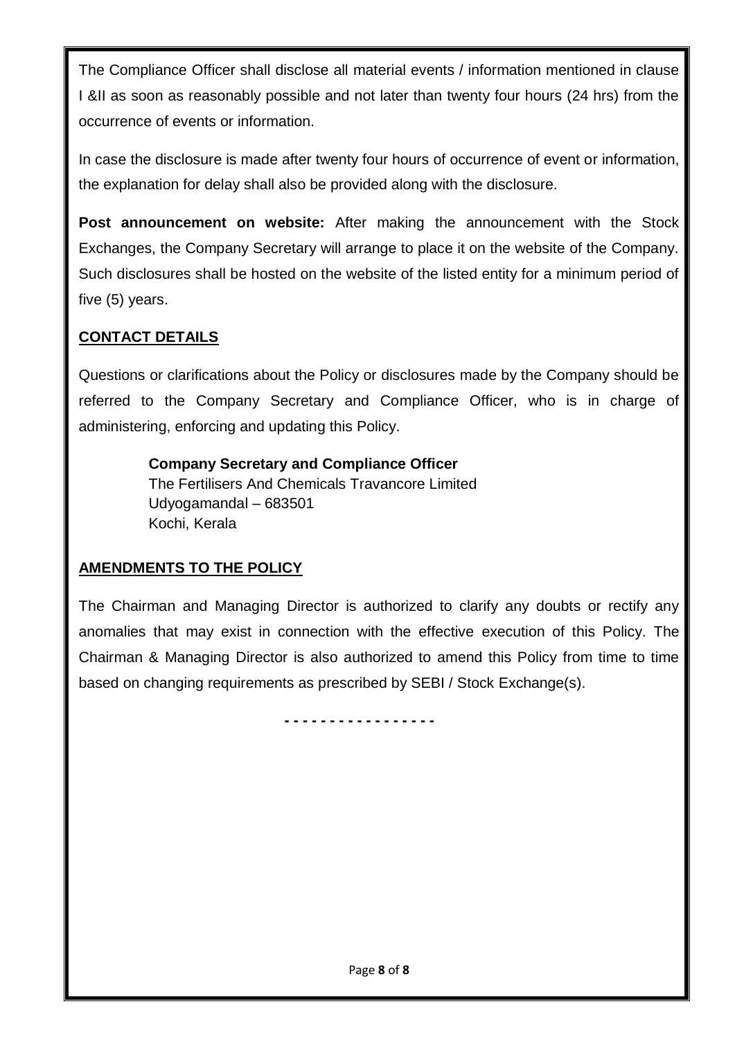The Compliance Officer shall disclose all material events / information mentioned in clause I &II as soon as reasonably possible and not later than twenty four hours (24 hrs) from the occurrence of events or information.

In case the disclosure is made after twenty four hours of occurrence of event or information, the explanation for delay shall also be provided along with the disclosure.

**Post announcement on website:** After making the announcement with the Stock Exchanges, the Company Secretary will arrange to place it on the website of the Company. Such disclosures shall be hosted on the website of the listed entity for a minimum period of five (5) years.

## CONTACT DETAILS

Questions or clarifications about the Policy or disclosures made by the Company should be referred to the Company Secretary and Compliance Officer, who is in charge of administering, enforcing and updating this Policy.

**Company Secretary and Compliance Officer**
The Fertilisers And Chemicals Travancore Limited
Udyogamandal – 683501
Kochi, Kerala

## AMENDMENTS TO THE POLICY

The Chairman and Managing Director is authorized to clarify any doubts or rectify any anomalies that may exist in connection with the effective execution of this Policy. The Chairman & Managing Director is also authorized to amend this Policy from time to time based on changing requirements as prescribed by SEBI / Stock Exchange(s).

- - - - - - - - - - - - - - - - -